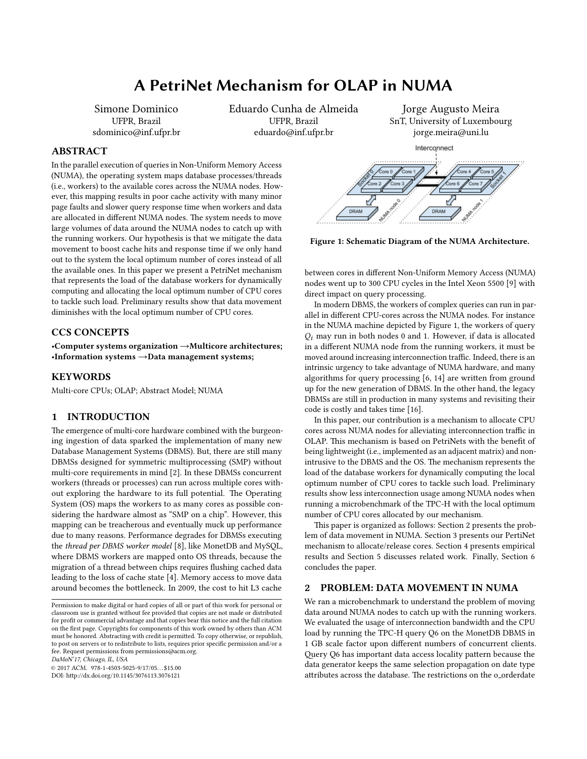# A PetriNet Mechanism for OLAP in NUMA

Simone Dominico
UFPR, Brazil
sdominico@inf.ufpr.br

Eduardo Cunha de Almeida
UFPR, Brazil
eduardo@inf.ufpr.br

Jorge Augusto Meira
SnT, University of Luxembourg
jorge.meira@uni.lu

## ABSTRACT

In the parallel execution of queries in Non-Uniform Memory Access (NUMA), the operating system maps database processes/threads (i.e., workers) to the available cores across the NUMA nodes. However, this mapping results in poor cache activity with many minor page faults and slower query response time when workers and data are allocated in different NUMA nodes. The system needs to move large volumes of data around the NUMA nodes to catch up with the running workers. Our hypothesis is that we mitigate the data movement to boost cache hits and response time if we only hand out to the system the local optimum number of cores instead of all the available ones. In this paper we present a PetriNet mechanism that represents the load of the database workers for dynamically computing and allocating the local optimum number of CPU cores to tackle such load. Preliminary results show that data movement diminishes with the local optimum number of CPU cores.

## CCS CONCEPTS

•**Computer systems organization** →**Multicore architectures;** •**Information systems** →**Data management systems;**

## KEYWORDS

Multi-core CPUs; OLAP; Abstract Model; NUMA

## 1 INTRODUCTION

The emergence of multi-core hardware combined with the burgeoning ingestion of data sparked the implementation of many new Database Management Systems (DBMS). But, there are still many DBMSs designed for symmetric multiprocessing (SMP) without multi-core requirements in mind [2]. In these DBMSs concurrent workers (threads or processes) can run across multiple cores without exploring the hardware to its full potential. The Operating System (OS) maps the workers to as many cores as possible considering the hardware almost as "SMP on a chip". However, this mapping can be treacherous and eventually muck up performance due to many reasons. Performance degrades for DBMSs executing the *thread per DBMS worker model* [8], like MonetDB and MySQL, where DBMS workers are mapped onto OS threads, because the migration of a thread between chips requires flushing cached data leading to the loss of cache state [4]. Memory access to move data around becomes the bottleneck. In 2009, the cost to hit L3 cache between cores in different Non-Uniform Memory Access (NUMA) nodes went up to 300 CPU cycles in the Intel Xeon 5500 [9] with direct impact on query processing.

Interconnect
Core 0 Core 1 Core 2 Core 3 Socket 0
Core 4 Core 5 Core 6 Core 7 Socket 1
DRAM NUMA node 0
DRAM NUMA node 1

**Figure 1: Schematic Diagram of the NUMA Architecture.**

In modern DBMS, the workers of complex queries can run in parallel in different CPU-cores across the NUMA nodes. For instance in the NUMA machine depicted by Figure 1, the workers of query $Q_i$ may run in both nodes 0 and 1. However, if data is allocated in a different NUMA node from the running workers, it must be moved around increasing interconnection traffic. Indeed, there is an intrinsic urgency to take advantage of NUMA hardware, and many algorithms for query processing [6, 14] are written from ground up for the new generation of DBMS. In the other hand, the legacy DBMSs are still in production in many systems and revisiting their code is costly and takes time [16].

In this paper, our contribution is a mechanism to allocate CPU cores across NUMA nodes for alleviating interconnection traffic in OLAP. This mechanism is based on PetriNets with the benefit of being lightweight (i.e., implemented as an adjacent matrix) and non-intrusive to the DBMS and the OS. The mechanism represents the load of the database workers for dynamically computing the local optimum number of CPU cores to tackle such load. Preliminary results show less interconnection usage among NUMA nodes when running a microbenchmark of the TPC-H with the local optimum number of CPU cores allocated by our mechanism.

This paper is organized as follows: Section 2 presents the problem of data movement in NUMA. Section 3 presents our PertiNet mechanism to allocate/release cores. Section 4 presents empirical results and Section 5 discusses related work. Finally, Section 6 concludes the paper.

## 2 PROBLEM: DATA MOVEMENT IN NUMA

We ran a microbenchmark to understand the problem of moving data around NUMA nodes to catch up with the running workers. We evaluated the usage of interconnection bandwidth and the CPU load by running the TPC-H query Q6 on the MonetDB DBMS in 1 GB scale factor upon different numbers of concurrent clients. Query Q6 has important data access locality pattern because the data generator keeps the same selection propagation on date type attributes across the database. The restrictions on the o_orderdate

Permission to make digital or hard copies of all or part of this work for personal or classroom use is granted without fee provided that copies are not made or distributed for profit or commercial advantage and that copies bear this notice and the full citation on the first page. Copyrights for components of this work owned by others than ACM must be honored. Abstracting with credit is permitted. To copy otherwise, or republish, to post on servers or to redistribute to lists, requires prior specific permission and/or a fee. Request permissions from permissions@acm.org.
*DaMoN'17, Chicago, IL, USA*
© 2017 ACM. 978-1-4503-5025-9/17/05…$15.00
DOI: http://dx.doi.org/10.1145/3076113.3076121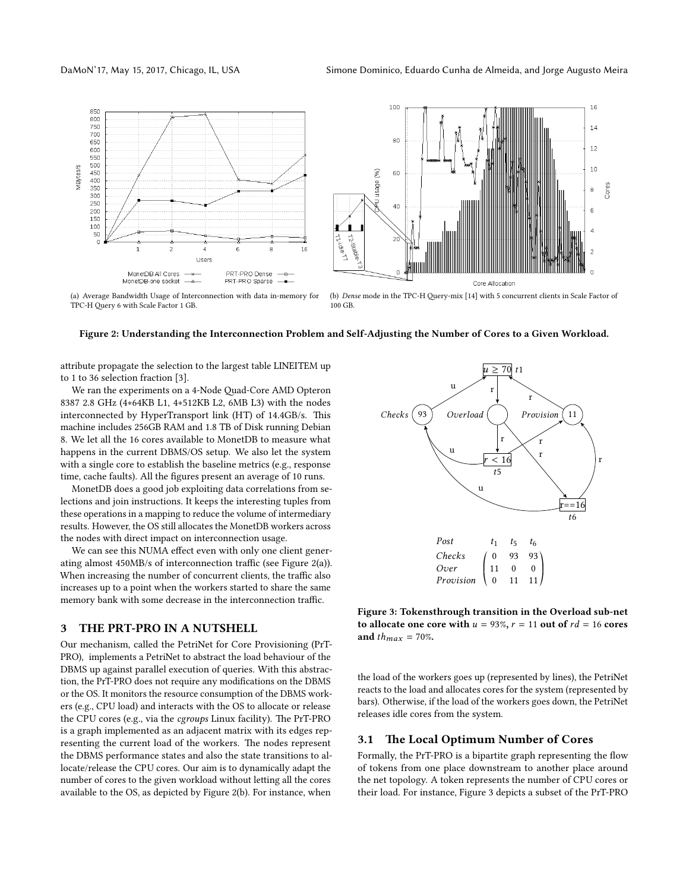(a) Average Bandwidth Usage of Interconnection with data in-memory for TPC-H Query 6 with Scale Factor 1 GB.

(b) *Dense* mode in the TPC-H Query-mix [14] with 5 concurrent clients in Scale Factor of 100 GB.

**Figure 2: Understanding the Interconnection Problem and Self-Adjusting the Number of Cores to a Given Workload.**

attribute propagate the selection to the largest table LINEITEM up to 1 to 36 selection fraction [3].

We ran the experiments on a 4-Node Quad-Core AMD Opteron 8387 2.8 GHz (4∗64KB L1, 4∗512KB L2, 6MB L3) with the nodes interconnected by HyperTransport link (HT) of 14.4GB/s. This machine includes 256GB RAM and 1.8 TB of Disk running Debian 8. We let all the 16 cores available to MonetDB to measure what happens in the current DBMS/OS setup. We also let the system with a single core to establish the baseline metrics (e.g., response time, cache faults). All the figures present an average of 10 runs.

MonetDB does a good job exploiting data correlations from selections and join instructions. It keeps the interesting tuples from these operations in a mapping to reduce the volume of intermediary results. However, the OS still allocates the MonetDB workers across the nodes with direct impact on interconnection usage.

We can see this NUMA effect even with only one client generating almost 450MB/s of interconnection traffic (see Figure 2(a)). When increasing the number of concurrent clients, the traffic also increases up to a point when the workers started to share the same memory bank with some decrease in the interconnection traffic.

## 3 THE PRT-PRO IN A NUTSHELL

Our mechanism, called the PetriNet for Core Provisioning (PrT-PRO), implements a PetriNet to abstract the load behaviour of the DBMS up against parallel execution of queries. With this abstraction, the PrT-PRO does not require any modifications on the DBMS or the OS. It monitors the resource consumption of the DBMS workers (e.g., CPU load) and interacts with the OS to allocate or release the CPU cores (e.g., via the *cgroups* Linux facility). The PrT-PRO is a graph implemented as an adjacent matrix with its edges representing the current load of the workers. The nodes represent the DBMS performance states and also the state transitions to allocate/release the CPU cores. Our aim is to dynamically adapt the number of cores to the given workload without letting all the cores available to the OS, as depicted by Figure 2(b). For instance, when the load of the workers goes up (represented by lines), the PetriNet reacts to the load and allocates cores for the system (represented by bars). Otherwise, if the load of the workers goes down, the PetriNet releases idle cores from the system.

| Post | $t_1$ | $t_5$ | $t_6$ |
| --- | --- | --- | --- |
| Checks | 0 | 93 | 93 |
| Over | 11 | 0 | 0 |
| Provision | 0 | 11 | 11 |

**Figure 3: Tokensthrough transition in the Overload sub-net to allocate one core with $u = 93\%$, $r = 11$ out of $rd = 16$ cores and $th_{max} = 70\%$.**

### 3.1 The Local Optimum Number of Cores

Formally, the PrT-PRO is a bipartite graph representing the flow of tokens from one place downstream to another place around the net topology. A token represents the number of CPU cores or their load. For instance, Figure 3 depicts a subset of the PrT-PRO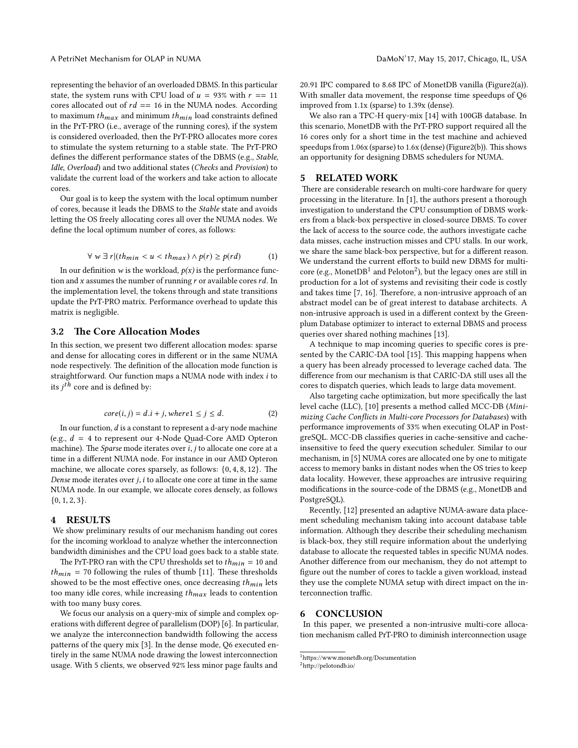representing the behavior of an overloaded DBMS. In this particular state, the system runs with CPU load of $u = 93\%$ with $r == 11$ cores allocated out of $rd == 16$ in the NUMA nodes. According to maximum $th_{max}$ and minimum $th_{min}$ load constraints defined in the PrT-PRO (i.e., average of the running cores), if the system is considered overloaded, then the PrT-PRO allocates more cores to stimulate the system returning to a stable state. The PrT-PRO defines the different performance states of the DBMS (e.g., *Stable*, *Idle*, *Overload*) and two additional states (*Checks* and *Provision*) to validate the current load of the workers and take action to allocate cores.

Our goal is to keep the system with the local optimum number of cores, because it leads the DBMS to the *Stable* state and avoids letting the OS freely allocating cores all over the NUMA nodes. We define the local optimum number of cores, as follows:

$$\forall\ w\ \exists\ r | (th_{min} < u < th_{max}) \wedge p(r) \geq p(rd) \tag{1}$$

In our definition *w* is the workload, *p(x)* is the performance function and *x* assumes the number of running *r* or available cores *rd*. In the implementation level, the tokens through and state transitions update the PrT-PRO matrix. Performance overhead to update this matrix is negligible.

### 3.2 The Core Allocation Modes

In this section, we present two different allocation modes: sparse and dense for allocating cores in different or in the same NUMA node respectively. The definition of the allocation mode function is straightforward. Our function maps a NUMA node with index *i* to its $j^{th}$ core and is defined by:

$$core(i, j) = d.i + j, where 1 \leq j \leq d. \tag{2}$$

In our function, *d* is a constant to represent a d-ary node machine (e.g., $d = 4$ to represent our 4-Node Quad-Core AMD Opteron machine). The *Sparse* mode iterates over *i*, *j* to allocate one core at a time in a different NUMA node. For instance in our AMD Opteron machine, we allocate cores sparsely, as follows: $\{0, 4, 8, 12\}$. The *Dense* mode iterates over *j*, *i* to allocate one core at time in the same NUMA node. In our example, we allocate cores densely, as follows $\{0, 1, 2, 3\}$.

## 4 RESULTS

We show preliminary results of our mechanism handing out cores for the incoming workload to analyze whether the interconnection bandwidth diminishes and the CPU load goes back to a stable state.

The PrT-PRO ran with the CPU thresholds set to $th_{min} = 10$ and $th_{min} = 70$ following the rules of thumb [11]. These thresholds showed to be the most effective ones, once decreasing $th_{min}$ lets too many idle cores, while increasing $th_{max}$ leads to contention with too many busy cores.

We focus our analysis on a query-mix of simple and complex operations with different degree of parallelism (DOP) [6]. In particular, we analyze the interconnection bandwidth following the access patterns of the query mix [3]. In the dense mode, Q6 executed entirely in the same NUMA node drawing the lowest interconnection usage. With 5 clients, we observed 92% less minor page faults and 20.91 IPC compared to 8.68 IPC of MonetDB vanilla (Figure2(a)). With smaller data movement, the response time speedups of Q6 improved from 1.1x (sparse) to 1.39x (dense).

We also ran a TPC-H query-mix [14] with 100GB database. In this scenario, MonetDB with the PrT-PRO support required all the 16 cores only for a short time in the test machine and achieved speedups from 1.06x (sparse) to 1.6x (dense) (Figure2(b)). This shows an opportunity for designing DBMS schedulers for NUMA.

## 5 RELATED WORK

There are considerable research on multi-core hardware for query processing in the literature. In [1], the authors present a thorough investigation to understand the CPU consumption of DBMS workers from a black-box perspective in closed-source DBMS. To cover the lack of access to the source code, the authors investigate cache data misses, cache instruction misses and CPU stalls. In our work, we share the same black-box perspective, but for a different reason. We understand the current efforts to build new DBMS for multi-core (e.g., MonetDB[1] and Peloton[2]), but the legacy ones are still in production for a lot of systems and revisiting their code is costly and takes time [7, 16]. Therefore, a non-intrusive approach of an abstract model can be of great interest to database architects. A non-intrusive approach is used in a different context by the Greenplum Database optimizer to interact to external DBMS and process queries over shared nothing machines [13].

A technique to map incoming queries to specific cores is presented by the CARIC-DA tool [15]. This mapping happens when a query has been already processed to leverage cached data. The difference from our mechanism is that CARIC-DA still uses all the cores to dispatch queries, which leads to large data movement.

Also targeting cache optimization, but more specifically the last level cache (LLC), [10] presents a method called MCC-DB (*Minimizing Cache Conflicts in Multi-core Processors for Databases*) with performance improvements of 33% when executing OLAP in PostgreSQL. MCC-DB classifies queries in cache-sensitive and cache-insensitive to feed the query execution scheduler. Similar to our mechanism, in [5] NUMA cores are allocated one by one to mitigate access to memory banks in distant nodes when the OS tries to keep data locality. However, these approaches are intrusive requiring modifications in the source-code of the DBMS (e.g., MonetDB and PostgreSQL).

Recently, [12] presented an adaptive NUMA-aware data placement scheduling mechanism taking into account database table information. Although they describe their scheduling mechanism is black-box, they still require information about the underlying database to allocate the requested tables in specific NUMA nodes. Another difference from our mechanism, they do not attempt to figure out the number of cores to tackle a given workload, instead they use the complete NUMA setup with direct impact on the interconnection traffic.

## 6 CONCLUSION

In this paper, we presented a non-intrusive multi-core allocation mechanism called PrT-PRO to diminish interconnection usage

[1] https://www.monetdb.org/Documentation
[2] http://pelotondb.io/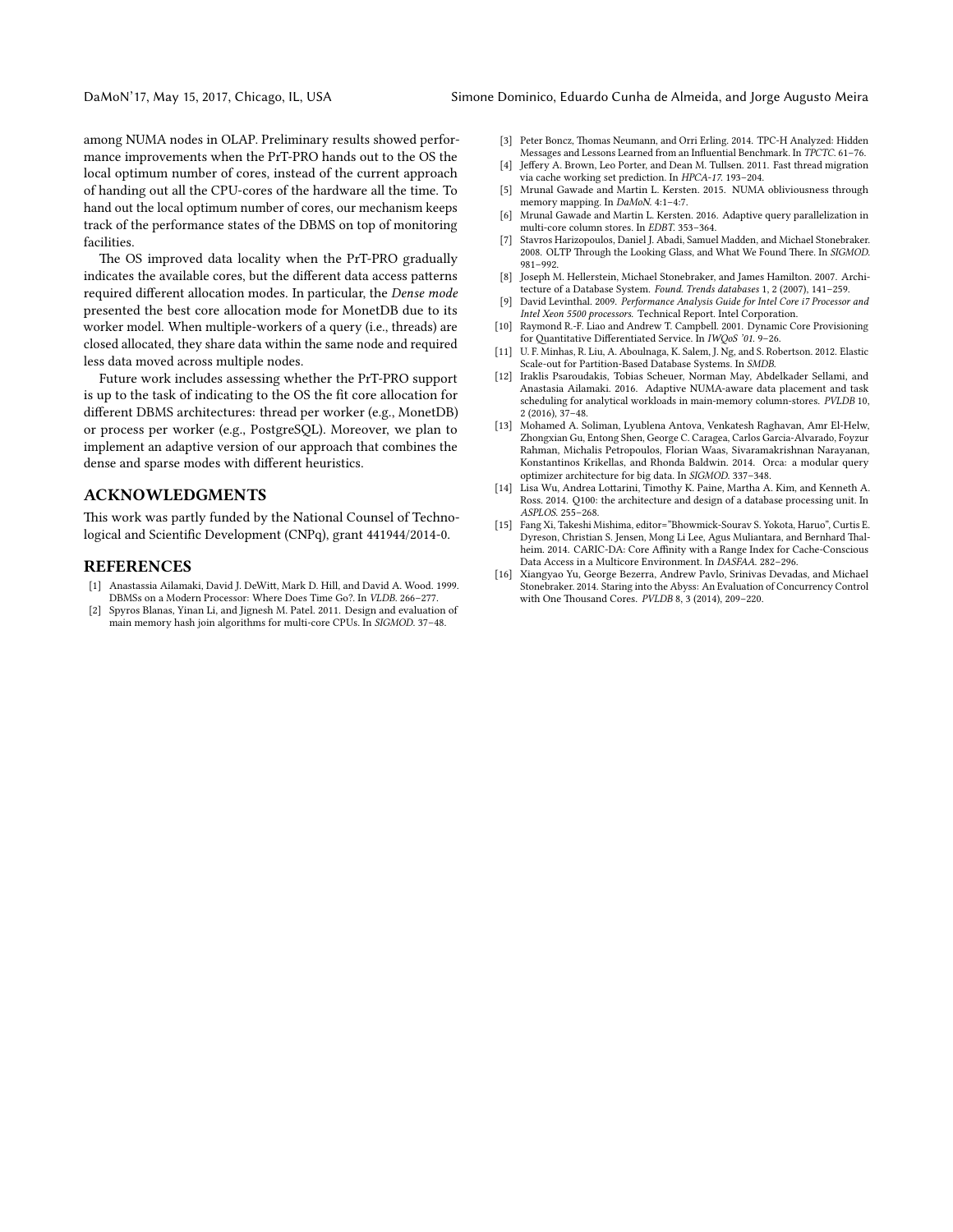among NUMA nodes in OLAP. Preliminary results showed performance improvements when the PrT-PRO hands out to the OS the local optimum number of cores, instead of the current approach of handing out all the CPU-cores of the hardware all the time. To hand out the local optimum number of cores, our mechanism keeps track of the performance states of the DBMS on top of monitoring facilities.

The OS improved data locality when the PrT-PRO gradually indicates the available cores, but the different data access patterns required different allocation modes. In particular, the *Dense mode* presented the best core allocation mode for MonetDB due to its worker model. When multiple-workers of a query (i.e., threads) are closed allocated, they share data within the same node and required less data moved across multiple nodes.

Future work includes assessing whether the PrT-PRO support is up to the task of indicating to the OS the fit core allocation for different DBMS architectures: thread per worker (e.g., MonetDB) or process per worker (e.g., PostgreSQL). Moreover, we plan to implement an adaptive version of our approach that combines the dense and sparse modes with different heuristics.

## ACKNOWLEDGMENTS

This work was partly funded by the National Counsel of Technological and Scientific Development (CNPq), grant 441944/2014-0.

## REFERENCES

[1] Anastassia Ailamaki, David J. DeWitt, Mark D. Hill, and David A. Wood. 1999. DBMSs on a Modern Processor: Where Does Time Go?. In *VLDB*. 266–277.

[2] Spyros Blanas, Yinan Li, and Jignesh M. Patel. 2011. Design and evaluation of main memory hash join algorithms for multi-core CPUs. In *SIGMOD*. 37–48.

[3] Peter Boncz, Thomas Neumann, and Orri Erling. 2014. TPC-H Analyzed: Hidden Messages and Lessons Learned from an Influential Benchmark. In *TPCTC*. 61–76.

[4] Jeffery A. Brown, Leo Porter, and Dean M. Tullsen. 2011. Fast thread migration via cache working set prediction. In *HPCA-17*. 193–204.

[5] Mrunal Gawade and Martin L. Kersten. 2015. NUMA obliviousness through memory mapping. In *DaMoN*. 4:1–4:7.

[6] Mrunal Gawade and Martin L. Kersten. 2016. Adaptive query parallelization in multi-core column stores. In *EDBT*. 353–364.

[7] Stavros Harizopoulos, Daniel J. Abadi, Samuel Madden, and Michael Stonebraker. 2008. OLTP Through the Looking Glass, and What We Found There. In *SIGMOD*. 981–992.

[8] Joseph M. Hellerstein, Michael Stonebraker, and James Hamilton. 2007. Architecture of a Database System. *Found. Trends databases* 1, 2 (2007), 141–259.

[9] David Levinthal. 2009. *Performance Analysis Guide for Intel Core i7 Processor and Intel Xeon 5500 processors*. Technical Report. Intel Corporation.

[10] Raymond R.-F. Liao and Andrew T. Campbell. 2001. Dynamic Core Provisioning for Quantitative Differentiated Service. In *IWQoS '01*. 9–26.

[11] U. F. Minhas, R. Liu, A. Aboulnaga, K. Salem, J. Ng, and S. Robertson. 2012. Elastic Scale-out for Partition-Based Database Systems. In *SMDB*.

[12] Iraklis Psaroudakis, Tobias Scheuer, Norman May, Abdelkader Sellami, and Anastasia Ailamaki. 2016. Adaptive NUMA-aware data placement and task scheduling for analytical workloads in main-memory column-stores. *PVLDB* 10, 2 (2016), 37–48.

[13] Mohamed A. Soliman, Lyublena Antova, Venkatesh Raghavan, Amr El-Helw, Zhongxian Gu, Entong Shen, George C. Caragea, Carlos Garcia-Alvarado, Foyzur Rahman, Michalis Petropoulos, Florian Waas, Sivaramakrishnan Narayanan, Konstantinos Krikellas, and Rhonda Baldwin. 2014. Orca: a modular query optimizer architecture for big data. In *SIGMOD*. 337–348.

[14] Lisa Wu, Andrea Lottarini, Timothy K. Paine, Martha A. Kim, and Kenneth A. Ross. 2014. Q100: the architecture and design of a database processing unit. In *ASPLOS*. 255–268.

[15] Fang Xi, Takeshi Mishima, editor="Bhowmick-Sourav S. Yokota, Haruo", Curtis E. Dyreson, Christian S. Jensen, Mong Li Lee, Agus Muliantara, and Bernhard Thalheim. 2014. CARIC-DA: Core Affinity with a Range Index for Cache-Conscious Data Access in a Multicore Environment. In *DASFAA*. 282–296.

[16] Xiangyao Yu, George Bezerra, Andrew Pavlo, Srinivas Devadas, and Michael Stonebraker. 2014. Staring into the Abyss: An Evaluation of Concurrency Control with One Thousand Cores. *PVLDB* 8, 3 (2014), 209–220.